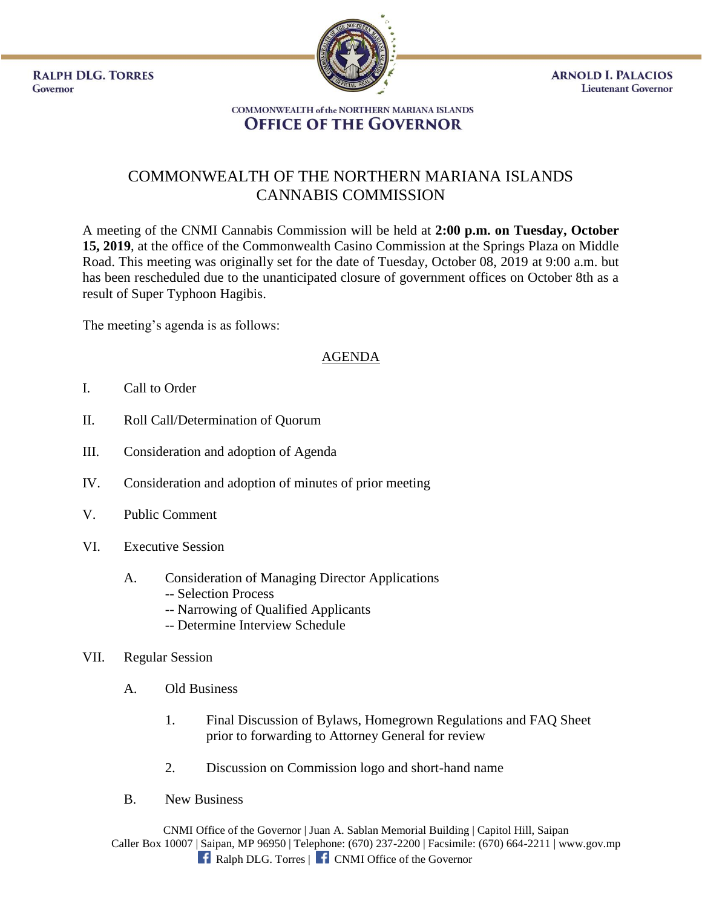RALPH DLG. TORRES
Governor

ARNOLD I. PALACIOS
Lieutenant Governor

COMMONWEALTH of the NORTHERN MARIANA ISLANDS
**OFFICE OF THE GOVERNOR**

# COMMONWEALTH OF THE NORTHERN MARIANA ISLANDS CANNABIS COMMISSION

A meeting of the CNMI Cannabis Commission will be held at **2:00 p.m. on Tuesday, October 15, 2019**, at the office of the Commonwealth Casino Commission at the Springs Plaza on Middle Road. This meeting was originally set for the date of Tuesday, October 08, 2019 at 9:00 a.m. but has been rescheduled due to the unanticipated closure of government offices on October 8th as a result of Super Typhoon Hagibis.

The meeting's agenda is as follows:

## AGENDA

I. Call to Order

II. Roll Call/Determination of Quorum

III. Consideration and adoption of Agenda

IV. Consideration and adoption of minutes of prior meeting

V. Public Comment

VI. Executive Session

  A. Consideration of Managing Director Applications
    -- Selection Process
    -- Narrowing of Qualified Applicants
    -- Determine Interview Schedule

VII. Regular Session

  A. Old Business

    1. Final Discussion of Bylaws, Homegrown Regulations and FAQ Sheet prior to forwarding to Attorney General for review

    2. Discussion on Commission logo and short-hand name

  B. New Business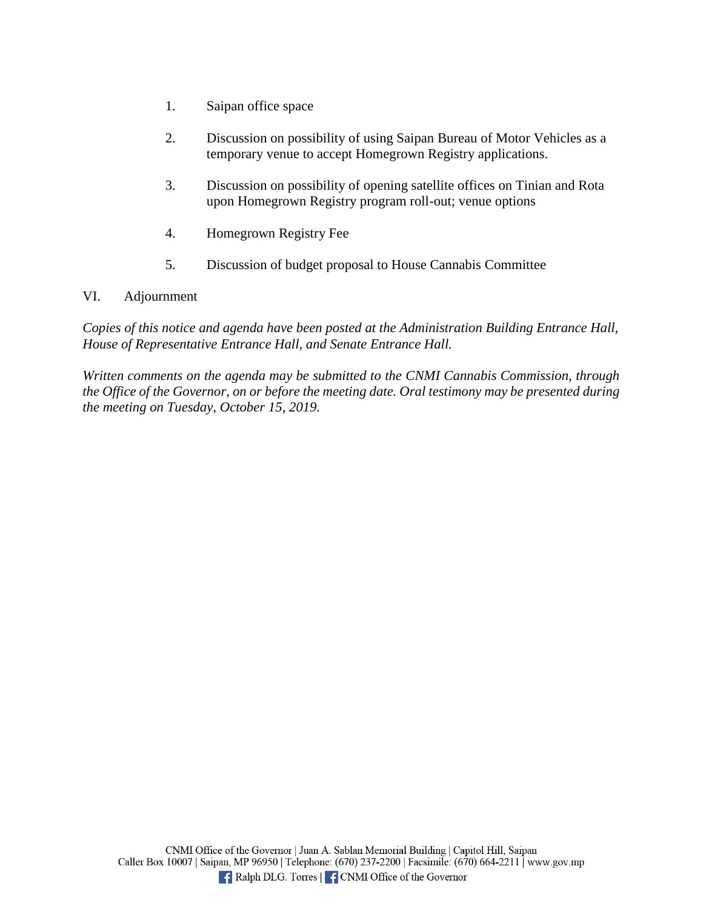1. Saipan office space

2. Discussion on possibility of using Saipan Bureau of Motor Vehicles as a temporary venue to accept Homegrown Registry applications.

3. Discussion on possibility of opening satellite offices on Tinian and Rota upon Homegrown Registry program roll-out; venue options

4. Homegrown Registry Fee

5. Discussion of budget proposal to House Cannabis Committee

VI. Adjournment

*Copies of this notice and agenda have been posted at the Administration Building Entrance Hall, House of Representative Entrance Hall, and Senate Entrance Hall.*

*Written comments on the agenda may be submitted to the CNMI Cannabis Commission, through the Office of the Governor, on or before the meeting date. Oral testimony may be presented during the meeting on Tuesday, October 15, 2019.*